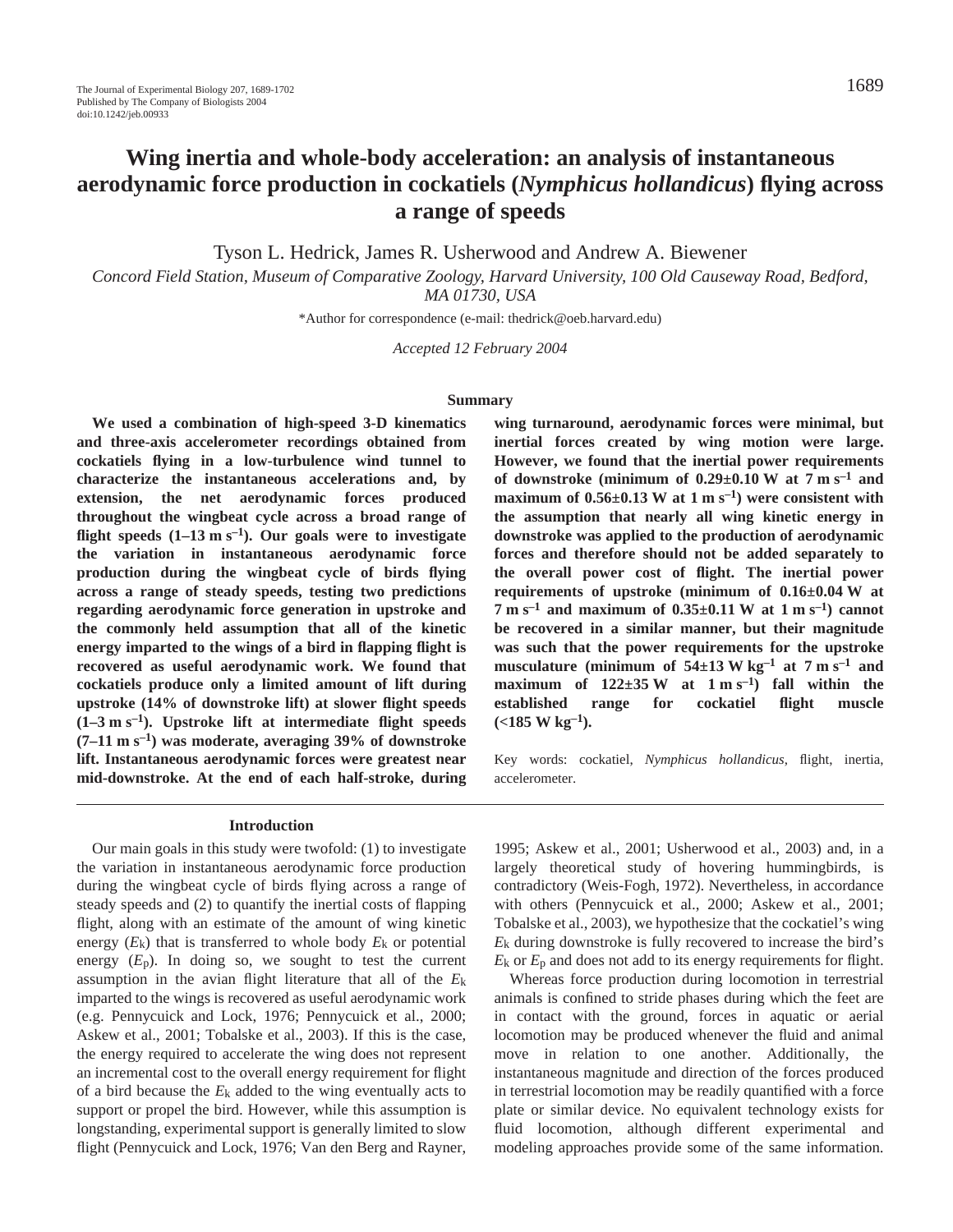# Wing inertia and whole-body acceleration: an analysis of instantaneous aerodynamic force production in cockatiels (*Nymphicus hollandicus*) flying across a range of speeds

Tyson L. Hedrick, James R. Usherwood and Andrew A. Biewener

*Concord Field Station, Museum of Comparative Zoology, Harvard University, 100 Old Causeway Road, Bedford, MA 01730, USA*

*Author for correspondence (e-mail: thedrick@oeb.harvard.edu)

*Accepted 12 February 2004*

## Summary

**We used a combination of high-speed 3-D kinematics and three-axis accelerometer recordings obtained from cockatiels flying in a low-turbulence wind tunnel to characterize the instantaneous accelerations and, by extension, the net aerodynamic forces produced throughout the wingbeat cycle across a broad range of flight speeds (1–13 m s$^{-1}$). Our goals were to investigate the variation in instantaneous aerodynamic force production during the wingbeat cycle of birds flying across a range of steady speeds, testing two predictions regarding aerodynamic force generation in upstroke and the commonly held assumption that all of the kinetic energy imparted to the wings of a bird in flapping flight is recovered as useful aerodynamic work. We found that cockatiels produce only a limited amount of lift during upstroke (14% of downstroke lift) at slower flight speeds (1–3 m s$^{-1}$). Upstroke lift at intermediate flight speeds (7–11 m s$^{-1}$) was moderate, averaging 39% of downstroke lift. Instantaneous aerodynamic forces were greatest near mid-downstroke. At the end of each half-stroke, during wing turnaround, aerodynamic forces were minimal, but inertial forces created by wing motion were large. However, we found that the inertial power requirements of downstroke (minimum of 0.29±0.10 W at 7 m s$^{-1}$ and maximum of 0.56±0.13 W at 1 m s$^{-1}$) were consistent with the assumption that nearly all wing kinetic energy in downstroke was applied to the production of aerodynamic forces and therefore should not be added separately to the overall power cost of flight. The inertial power requirements of upstroke (minimum of 0.16±0.04 W at 7 m s$^{-1}$ and maximum of 0.35±0.11 W at 1 m s$^{-1}$) cannot be recovered in a similar manner, but their magnitude was such that the power requirements for the upstroke musculature (minimum of 54±13 W kg$^{-1}$ at 7 m s$^{-1}$ and maximum of 122±35 W at 1 m s$^{-1}$) fall within the established range for cockatiel flight muscle (<185 W kg$^{-1}$).**

Key words: cockatiel, *Nymphicus hollandicus*, flight, inertia, accelerometer.

## Introduction

Our main goals in this study were twofold: (1) to investigate the variation in instantaneous aerodynamic force production during the wingbeat cycle of birds flying across a range of steady speeds and (2) to quantify the inertial costs of flapping flight, along with an estimate of the amount of wing kinetic energy ($E_k$) that is transferred to whole body $E_k$ or potential energy ($E_p$). In doing so, we sought to test the current assumption in the avian flight literature that all of the $E_k$ imparted to the wings is recovered as useful aerodynamic work (e.g. Pennycuick and Lock, 1976; Pennycuick et al., 2000; Askew et al., 2001; Tobalske et al., 2003). If this is the case, the energy required to accelerate the wing does not represent an incremental cost to the overall energy requirement for flight of a bird because the $E_k$ added to the wing eventually acts to support or propel the bird. However, while this assumption is longstanding, experimental support is generally limited to slow flight (Pennycuick and Lock, 1976; Van den Berg and Rayner, 1995; Askew et al., 2001; Usherwood et al., 2003) and, in a largely theoretical study of hovering hummingbirds, is contradictory (Weis-Fogh, 1972). Nevertheless, in accordance with others (Pennycuick et al., 2000; Askew et al., 2001; Tobalske et al., 2003), we hypothesize that the cockatiel's wing $E_k$ during downstroke is fully recovered to increase the bird's $E_k$ or $E_p$ and does not add to its energy requirements for flight.

Whereas force production during locomotion in terrestrial animals is confined to stride phases during which the feet are in contact with the ground, forces in aquatic or aerial locomotion may be produced whenever the fluid and animal move in relation to one another. Additionally, the instantaneous magnitude and direction of the forces produced in terrestrial locomotion may be readily quantified with a force plate or similar device. No equivalent technology exists for fluid locomotion, although different experimental and modeling approaches provide some of the same information.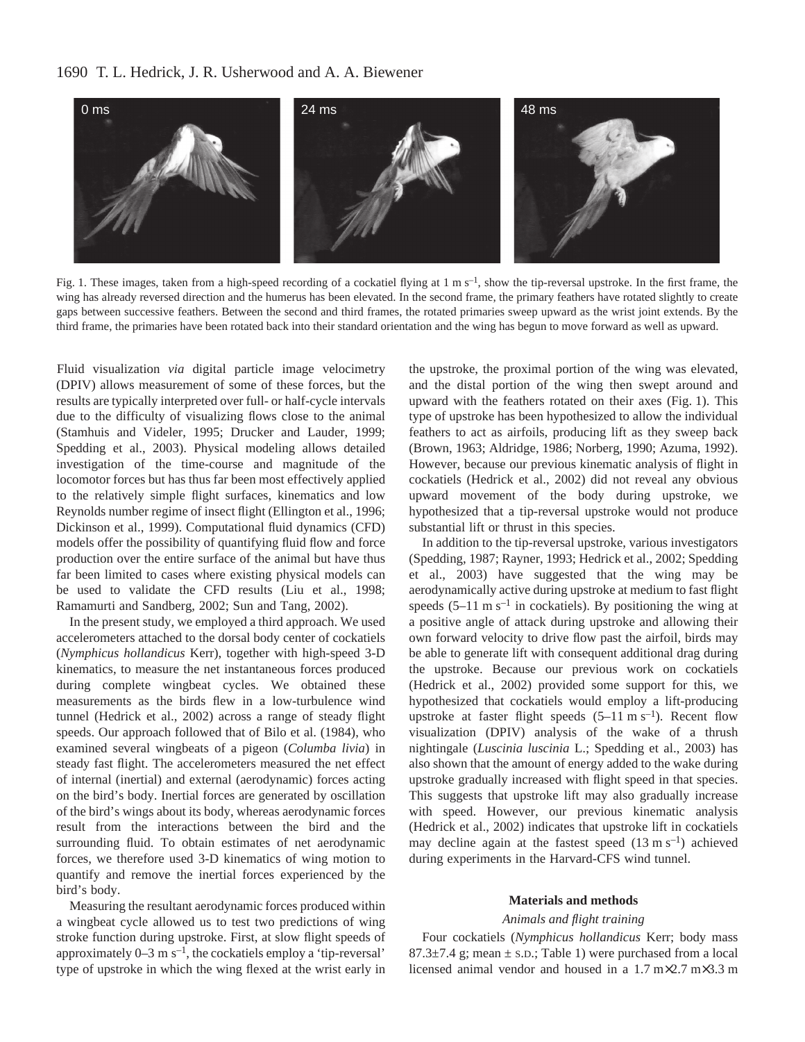Fig. 1. These images, taken from a high-speed recording of a cockatiel flying at 1 m s$^{-1}$, show the tip-reversal upstroke. In the first frame, the wing has already reversed direction and the humerus has been elevated. In the second frame, the primary feathers have rotated slightly to create gaps between successive feathers. Between the second and third frames, the rotated primaries sweep upward as the wrist joint extends. By the third frame, the primaries have been rotated back into their standard orientation and the wing has begun to move forward as well as upward.

Fluid visualization *via* digital particle image velocimetry (DPIV) allows measurement of some of these forces, but the results are typically interpreted over full- or half-cycle intervals due to the difficulty of visualizing flows close to the animal (Stamhuis and Videler, 1995; Drucker and Lauder, 1999; Spedding et al., 2003). Physical modeling allows detailed investigation of the time-course and magnitude of the locomotor forces but has thus far been most effectively applied to the relatively simple flight surfaces, kinematics and low Reynolds number regime of insect flight (Ellington et al., 1996; Dickinson et al., 1999). Computational fluid dynamics (CFD) models offer the possibility of quantifying fluid flow and force production over the entire surface of the animal but have thus far been limited to cases where existing physical models can be used to validate the CFD results (Liu et al., 1998; Ramamurti and Sandberg, 2002; Sun and Tang, 2002).

In the present study, we employed a third approach. We used accelerometers attached to the dorsal body center of cockatiels (*Nymphicus hollandicus* Kerr), together with high-speed 3-D kinematics, to measure the net instantaneous forces produced during complete wingbeat cycles. We obtained these measurements as the birds flew in a low-turbulence wind tunnel (Hedrick et al., 2002) across a range of steady flight speeds. Our approach followed that of Bilo et al. (1984), who examined several wingbeats of a pigeon (*Columba livia*) in steady fast flight. The accelerometers measured the net effect of internal (inertial) and external (aerodynamic) forces acting on the bird's body. Inertial forces are generated by oscillation of the bird's wings about its body, whereas aerodynamic forces result from the interactions between the bird and the surrounding fluid. To obtain estimates of net aerodynamic forces, we therefore used 3-D kinematics of wing motion to quantify and remove the inertial forces experienced by the bird's body.

Measuring the resultant aerodynamic forces produced within a wingbeat cycle allowed us to test two predictions of wing stroke function during upstroke. First, at slow flight speeds of approximately 0–3 m s$^{-1}$, the cockatiels employ a 'tip-reversal' type of upstroke in which the wing flexed at the wrist early in the upstroke, the proximal portion of the wing was elevated, and the distal portion of the wing then swept around and upward with the feathers rotated on their axes (Fig. 1). This type of upstroke has been hypothesized to allow the individual feathers to act as airfoils, producing lift as they sweep back (Brown, 1963; Aldridge, 1986; Norberg, 1990; Azuma, 1992). However, because our previous kinematic analysis of flight in cockatiels (Hedrick et al., 2002) did not reveal any obvious upward movement of the body during upstroke, we hypothesized that a tip-reversal upstroke would not produce substantial lift or thrust in this species.

In addition to the tip-reversal upstroke, various investigators (Spedding, 1987; Rayner, 1993; Hedrick et al., 2002; Spedding et al., 2003) have suggested that the wing may be aerodynamically active during upstroke at medium to fast flight speeds (5–11 m s$^{-1}$ in cockatiels). By positioning the wing at a positive angle of attack during upstroke and allowing their own forward velocity to drive flow past the airfoil, birds may be able to generate lift with consequent additional drag during the upstroke. Because our previous work on cockatiels (Hedrick et al., 2002) provided some support for this, we hypothesized that cockatiels would employ a lift-producing upstroke at faster flight speeds (5–11 m s$^{-1}$). Recent flow visualization (DPIV) analysis of the wake of a thrush nightingale (*Luscinia luscinia* L.; Spedding et al., 2003) has also shown that the amount of energy added to the wake during upstroke gradually increased with flight speed in that species. This suggests that upstroke lift may also gradually increase with speed. However, our previous kinematic analysis (Hedrick et al., 2002) indicates that upstroke lift in cockatiels may decline again at the fastest speed (13 m s$^{-1}$) achieved during experiments in the Harvard-CFS wind tunnel.

## Materials and methods

### *Animals and flight training*

Four cockatiels (*Nymphicus hollandicus* Kerr; body mass 87.3±7.4 g; mean ± S.D.; Table 1) were purchased from a local licensed animal vendor and housed in a 1.7 m×2.7 m×3.3 m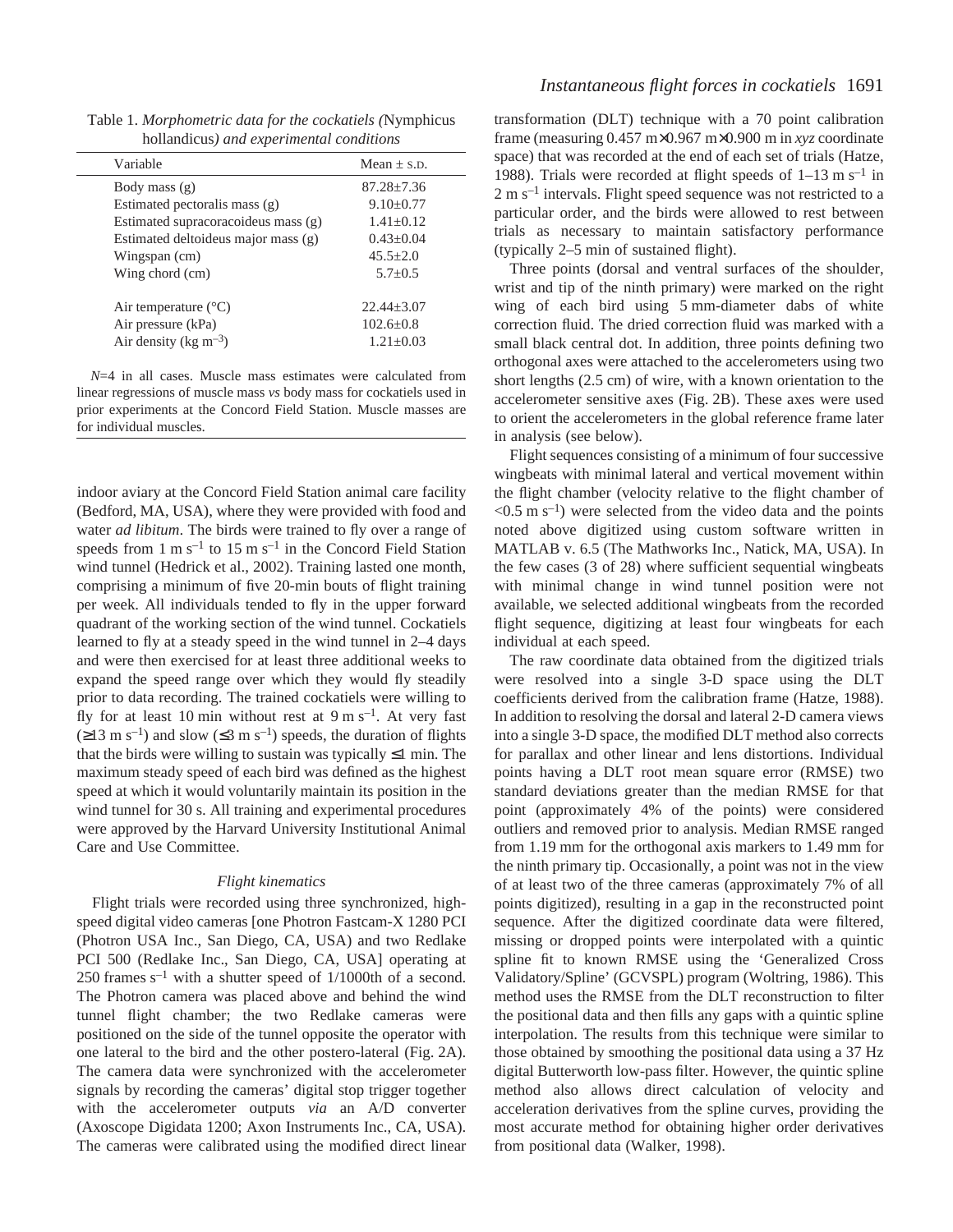Table 1. *Morphometric data for the cockatiels (*Nymphicus hollandicus*) and experimental conditions*

| Variable | Mean ± S.D. |
|---|---|
| Body mass (g) | 87.28±7.36 |
| Estimated pectoralis mass (g) | 9.10±0.77 |
| Estimated supracoracoideus mass (g) | 1.41±0.12 |
| Estimated deltoideus major mass (g) | 0.43±0.04 |
| Wingspan (cm) | 45.5±2.0 |
| Wing chord (cm) | 5.7±0.5 |
| Air temperature (°C) | 22.44±3.07 |
| Air pressure (kPa) | 102.6±0.8 |
| Air density (kg m$^{-3}$) | 1.21±0.03 |

$N$=4 in all cases. Muscle mass estimates were calculated from linear regressions of muscle mass *vs* body mass for cockatiels used in prior experiments at the Concord Field Station. Muscle masses are for individual muscles.

indoor aviary at the Concord Field Station animal care facility (Bedford, MA, USA), where they were provided with food and water *ad libitum*. The birds were trained to fly over a range of speeds from 1 m s$^{-1}$ to 15 m s$^{-1}$ in the Concord Field Station wind tunnel (Hedrick et al., 2002). Training lasted one month, comprising a minimum of five 20-min bouts of flight training per week. All individuals tended to fly in the upper forward quadrant of the working section of the wind tunnel. Cockatiels learned to fly at a steady speed in the wind tunnel in 2–4 days and were then exercised for at least three additional weeks to expand the speed range over which they would fly steadily prior to data recording. The trained cockatiels were willing to fly for at least 10 min without rest at 9 m s$^{-1}$. At very fast (≥13 m s$^{-1}$) and slow (≤3 m s$^{-1}$) speeds, the duration of flights that the birds were willing to sustain was typically ≤1 min. The maximum steady speed of each bird was defined as the highest speed at which it would voluntarily maintain its position in the wind tunnel for 30 s. All training and experimental procedures were approved by the Harvard University Institutional Animal Care and Use Committee.

### *Flight kinematics*

Flight trials were recorded using three synchronized, high-speed digital video cameras [one Photron Fastcam-X 1280 PCI (Photron USA Inc., San Diego, CA, USA) and two Redlake PCI 500 (Redlake Inc., San Diego, CA, USA] operating at 250 frames s$^{-1}$ with a shutter speed of 1/1000th of a second. The Photron camera was placed above and behind the wind tunnel flight chamber; the two Redlake cameras were positioned on the side of the tunnel opposite the operator with one lateral to the bird and the other postero-lateral (Fig. 2A). The camera data were synchronized with the accelerometer signals by recording the cameras' digital stop trigger together with the accelerometer outputs *via* an A/D converter (Axoscope Digidata 1200; Axon Instruments Inc., CA, USA). The cameras were calibrated using the modified direct linear transformation (DLT) technique with a 70 point calibration frame (measuring 0.457 m×0.967 m×0.900 m in *xyz* coordinate space) that was recorded at the end of each set of trials (Hatze, 1988). Trials were recorded at flight speeds of 1–13 m s$^{-1}$ in 2 m s$^{-1}$ intervals. Flight speed sequence was not restricted to a particular order, and the birds were allowed to rest between trials as necessary to maintain satisfactory performance (typically 2–5 min of sustained flight).

Three points (dorsal and ventral surfaces of the shoulder, wrist and tip of the ninth primary) were marked on the right wing of each bird using 5 mm-diameter dabs of white correction fluid. The dried correction fluid was marked with a small black central dot. In addition, three points defining two orthogonal axes were attached to the accelerometers using two short lengths (2.5 cm) of wire, with a known orientation to the accelerometer sensitive axes (Fig. 2B). These axes were used to orient the accelerometers in the global reference frame later in analysis (see below).

Flight sequences consisting of a minimum of four successive wingbeats with minimal lateral and vertical movement within the flight chamber (velocity relative to the flight chamber of <0.5 m s$^{-1}$) were selected from the video data and the points noted above digitized using custom software written in MATLAB v. 6.5 (The Mathworks Inc., Natick, MA, USA). In the few cases (3 of 28) where sufficient sequential wingbeats with minimal change in wind tunnel position were not available, we selected additional wingbeats from the recorded flight sequence, digitizing at least four wingbeats for each individual at each speed.

The raw coordinate data obtained from the digitized trials were resolved into a single 3-D space using the DLT coefficients derived from the calibration frame (Hatze, 1988). In addition to resolving the dorsal and lateral 2-D camera views into a single 3-D space, the modified DLT method also corrects for parallax and other linear and lens distortions. Individual points having a DLT root mean square error (RMSE) two standard deviations greater than the median RMSE for that point (approximately 4% of the points) were considered outliers and removed prior to analysis. Median RMSE ranged from 1.19 mm for the orthogonal axis markers to 1.49 mm for the ninth primary tip. Occasionally, a point was not in the view of at least two of the three cameras (approximately 7% of all points digitized), resulting in a gap in the reconstructed point sequence. After the digitized coordinate data were filtered, missing or dropped points were interpolated with a quintic spline fit to known RMSE using the 'Generalized Cross Validatory/Spline' (GCVSPL) program (Woltring, 1986). This method uses the RMSE from the DLT reconstruction to filter the positional data and then fills any gaps with a quintic spline interpolation. The results from this technique were similar to those obtained by smoothing the positional data using a 37 Hz digital Butterworth low-pass filter. However, the quintic spline method also allows direct calculation of velocity and acceleration derivatives from the spline curves, providing the most accurate method for obtaining higher order derivatives from positional data (Walker, 1998).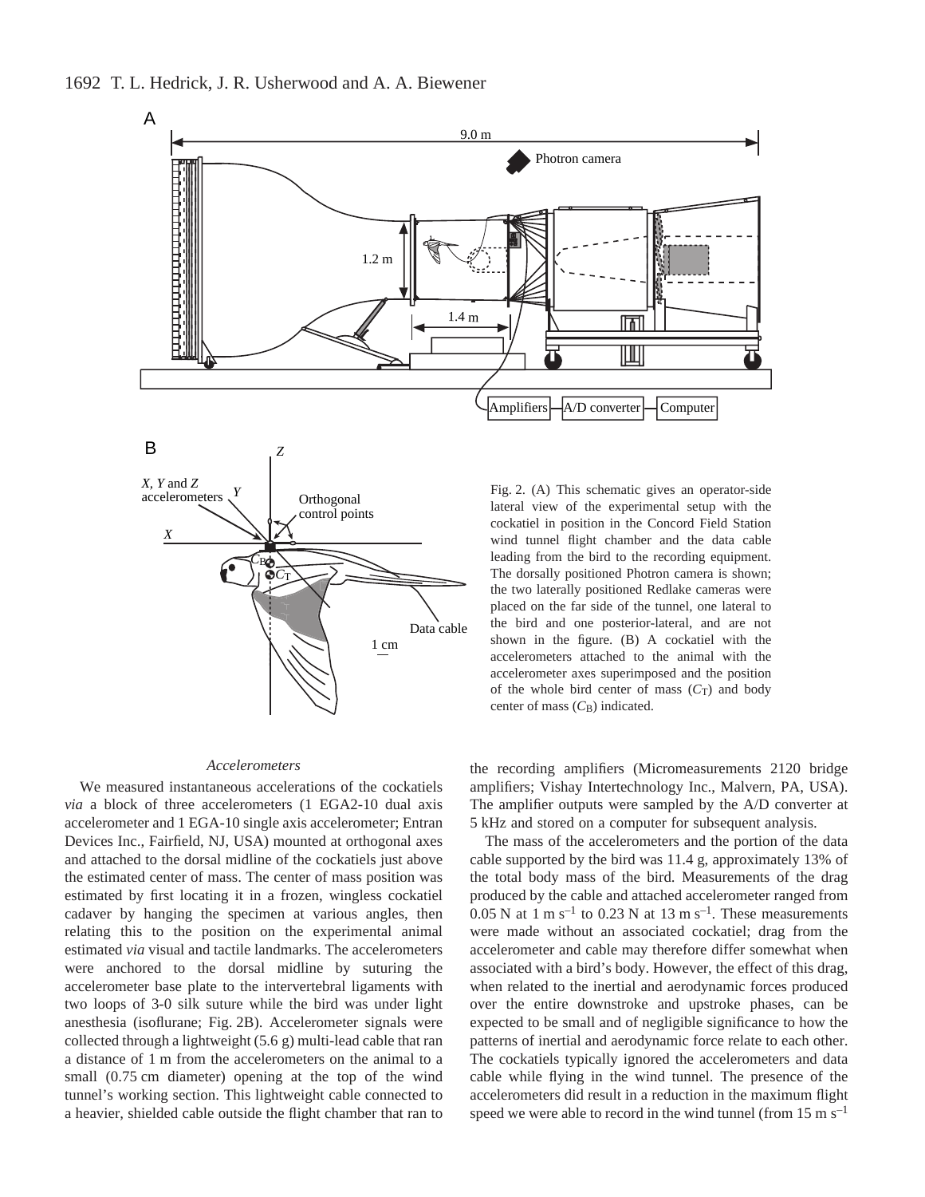Fig. 2. (A) This schematic gives an operator-side lateral view of the experimental setup with the cockatiel in position in the Concord Field Station wind tunnel flight chamber and the data cable leading from the bird to the recording equipment. The dorsally positioned Photron camera is shown; the two laterally positioned Redlake cameras were placed on the far side of the tunnel, one lateral to the bird and one posterior-lateral, and are not shown in the figure. (B) A cockatiel with the accelerometers attached to the animal with the accelerometer axes superimposed and the position of the whole bird center of mass ($C_T$) and body center of mass ($C_B$) indicated.

### *Accelerometers*

We measured instantaneous accelerations of the cockatiels *via* a block of three accelerometers (1 EGA2-10 dual axis accelerometer and 1 EGA-10 single axis accelerometer; Entran Devices Inc., Fairfield, NJ, USA) mounted at orthogonal axes and attached to the dorsal midline of the cockatiels just above the estimated center of mass. The center of mass position was estimated by first locating it in a frozen, wingless cockatiel cadaver by hanging the specimen at various angles, then relating this to the position on the experimental animal estimated *via* visual and tactile landmarks. The accelerometers were anchored to the dorsal midline by suturing the accelerometer base plate to the intervertebral ligaments with two loops of 3-0 silk suture while the bird was under light anesthesia (isoflurane; Fig. 2B). Accelerometer signals were collected through a lightweight (5.6 g) multi-lead cable that ran a distance of 1 m from the accelerometers on the animal to a small (0.75 cm diameter) opening at the top of the wind tunnel's working section. This lightweight cable connected to a heavier, shielded cable outside the flight chamber that ran to the recording amplifiers (Micromeasurements 2120 bridge amplifiers; Vishay Intertechnology Inc., Malvern, PA, USA). The amplifier outputs were sampled by the A/D converter at 5 kHz and stored on a computer for subsequent analysis.

The mass of the accelerometers and the portion of the data cable supported by the bird was 11.4 g, approximately 13% of the total body mass of the bird. Measurements of the drag produced by the cable and attached accelerometer ranged from 0.05 N at 1 m $s^{-1}$ to 0.23 N at 13 m $s^{-1}$. These measurements were made without an associated cockatiel; drag from the accelerometer and cable may therefore differ somewhat when associated with a bird's body. However, the effect of this drag, when related to the inertial and aerodynamic forces produced over the entire downstroke and upstroke phases, can be expected to be small and of negligible significance to how the patterns of inertial and aerodynamic force relate to each other. The cockatiels typically ignored the accelerometers and data cable while flying in the wind tunnel. The presence of the accelerometers did result in a reduction in the maximum flight speed we were able to record in the wind tunnel (from 15 m $s^{-1}$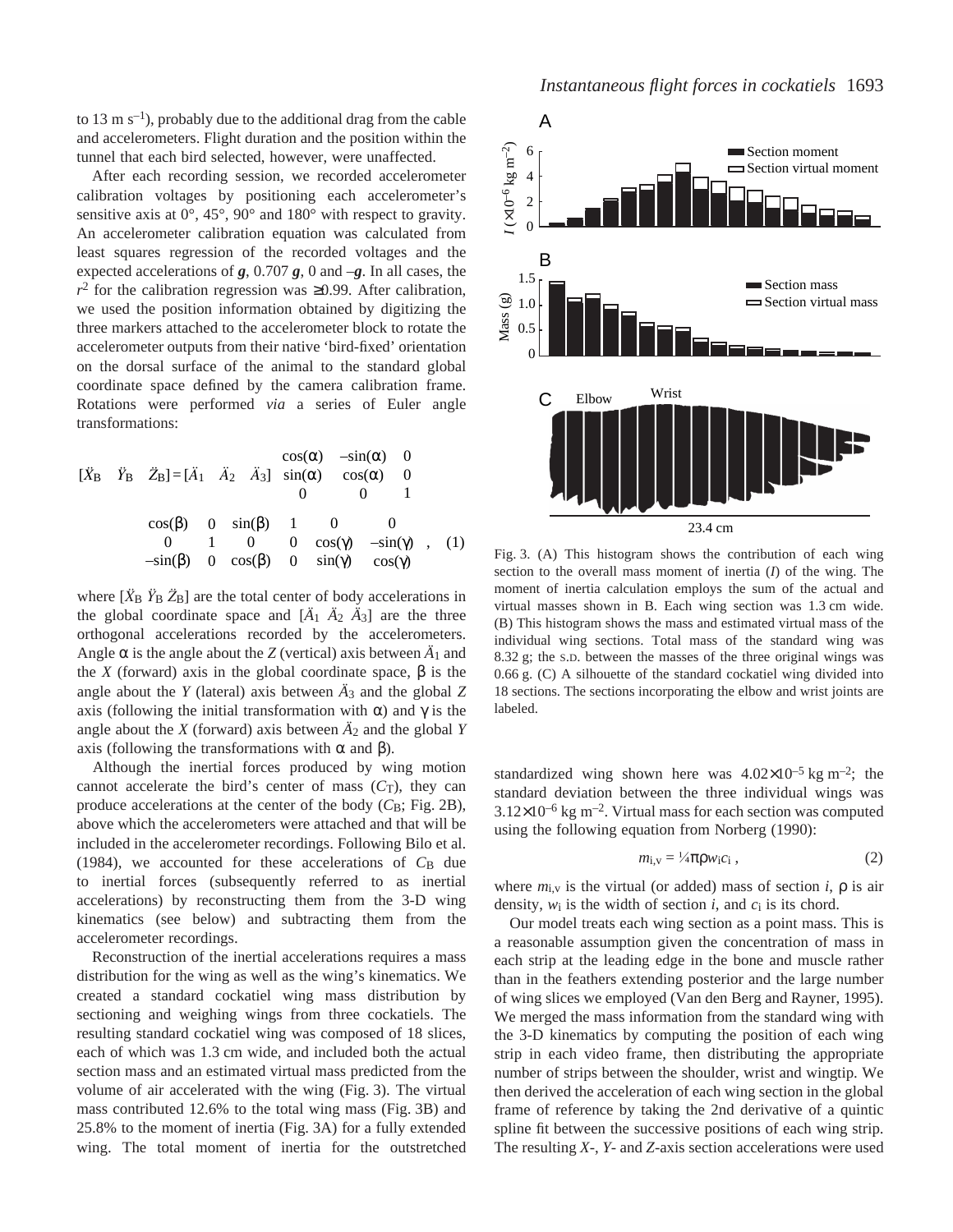to 13 m s$^{-1}$), probably due to the additional drag from the cable and accelerometers. Flight duration and the position within the tunnel that each bird selected, however, were unaffected.

After each recording session, we recorded accelerometer calibration voltages by positioning each accelerometer's sensitive axis at 0°, 45°, 90° and 180° with respect to gravity. An accelerometer calibration equation was calculated from least squares regression of the recorded voltages and the expected accelerations of $\boldsymbol{g}$, 0.707 $\boldsymbol{g}$, 0 and $-\boldsymbol{g}$. In all cases, the $r^2$ for the calibration regression was ≥0.99. After calibration, we used the position information obtained by digitizing the three markers attached to the accelerometer block to rotate the accelerometer outputs from their native 'bird-fixed' orientation on the dorsal surface of the animal to the standard global coordinate space defined by the camera calibration frame. Rotations were performed *via* a series of Euler angle transformations:

$$[\ddot{X}_B \quad \ddot{Y}_B \quad \ddot{Z}_B] = [\ddot{A}_1 \quad \ddot{A}_2 \quad \ddot{A}_3] \begin{bmatrix} \cos(\alpha) & -\sin(\alpha) & 0 \\ \sin(\alpha) & \cos(\alpha) & 0 \\ 0 & 0 & 1 \end{bmatrix} \begin{bmatrix} \cos(\beta) & 0 & \sin(\beta) \\ 0 & 1 & 0 \\ -\sin(\beta) & 0 & \cos(\beta) \end{bmatrix} \begin{bmatrix} 1 & 0 & 0 \\ 0 & \cos(\gamma) & -\sin(\gamma) \\ 0 & \sin(\gamma) & \cos(\gamma) \end{bmatrix}, \quad (1)$$

where $[\ddot{X}_B \ \ddot{Y}_B \ \ddot{Z}_B]$ are the total center of body accelerations in the global coordinate space and $[\ddot{A}_1 \ \ddot{A}_2 \ \ddot{A}_3]$ are the three orthogonal accelerations recorded by the accelerometers. Angle $\alpha$ is the angle about the $Z$ (vertical) axis between $\ddot{A}_1$ and the $X$ (forward) axis in the global coordinate space, $\beta$ is the angle about the $Y$ (lateral) axis between $\ddot{A}_3$ and the global $Z$ axis (following the initial transformation with $\alpha$) and $\gamma$ is the angle about the $X$ (forward) axis between $\ddot{A}_2$ and the global $Y$ axis (following the transformations with $\alpha$ and $\beta$).

Although the inertial forces produced by wing motion cannot accelerate the bird's center of mass ($C_T$), they can produce accelerations at the center of the body ($C_B$; Fig. 2B), above which the accelerometers were attached and that will be included in the accelerometer recordings. Following Bilo et al. (1984), we accounted for these accelerations of $C_B$ due to inertial forces (subsequently referred to as inertial accelerations) by reconstructing them from the 3-D wing kinematics (see below) and subtracting them from the accelerometer recordings.

Reconstruction of the inertial accelerations requires a mass distribution for the wing as well as the wing's kinematics. We created a standard cockatiel wing mass distribution by sectioning and weighing wings from three cockatiels. The resulting standard cockatiel wing was composed of 18 slices, each of which was 1.3 cm wide, and included both the actual section mass and an estimated virtual mass predicted from the volume of air accelerated with the wing (Fig. 3). The virtual mass contributed 12.6% to the total wing mass (Fig. 3B) and 25.8% to the moment of inertia (Fig. 3A) for a fully extended wing. The total moment of inertia for the outstretched standardized wing shown here was $4.02\times10^{-5}$ kg m$^{-2}$; the standard deviation between the three individual wings was $3.12\times10^{-6}$ kg m$^{-2}$. Virtual mass for each section was computed using the following equation from Norberg (1990):

$$m_{i,v} = \tfrac{1}{4}\pi\rho w_i c_i \,, \quad (2)$$

where $m_{i,v}$ is the virtual (or added) mass of section $i$, $\rho$ is air density, $w_i$ is the width of section $i$, and $c_i$ is its chord.

Our model treats each wing section as a point mass. This is a reasonable assumption given the concentration of mass in each strip at the leading edge in the bone and muscle rather than in the feathers extending posterior and the large number of wing slices we employed (Van den Berg and Rayner, 1995). We merged the mass information from the standard wing with the 3-D kinematics by computing the position of each wing strip in each video frame, then distributing the appropriate number of strips between the shoulder, wrist and wingtip. We then derived the acceleration of each wing section in the global frame of reference by taking the 2nd derivative of a quintic spline fit between the successive positions of each wing strip. The resulting $X$-, $Y$- and $Z$-axis section accelerations were used

Fig. 3. (A) This histogram shows the contribution of each wing section to the overall mass moment of inertia ($I$) of the wing. The moment of inertia calculation employs the sum of the actual and virtual masses shown in B. Each wing section was 1.3 cm wide. (B) This histogram shows the mass and estimated virtual mass of the individual wing sections. Total mass of the standard wing was 8.32 g; the S.D. between the masses of the three original wings was 0.66 g. (C) A silhouette of the standard cockatiel wing divided into 18 sections. The sections incorporating the elbow and wrist joints are labeled.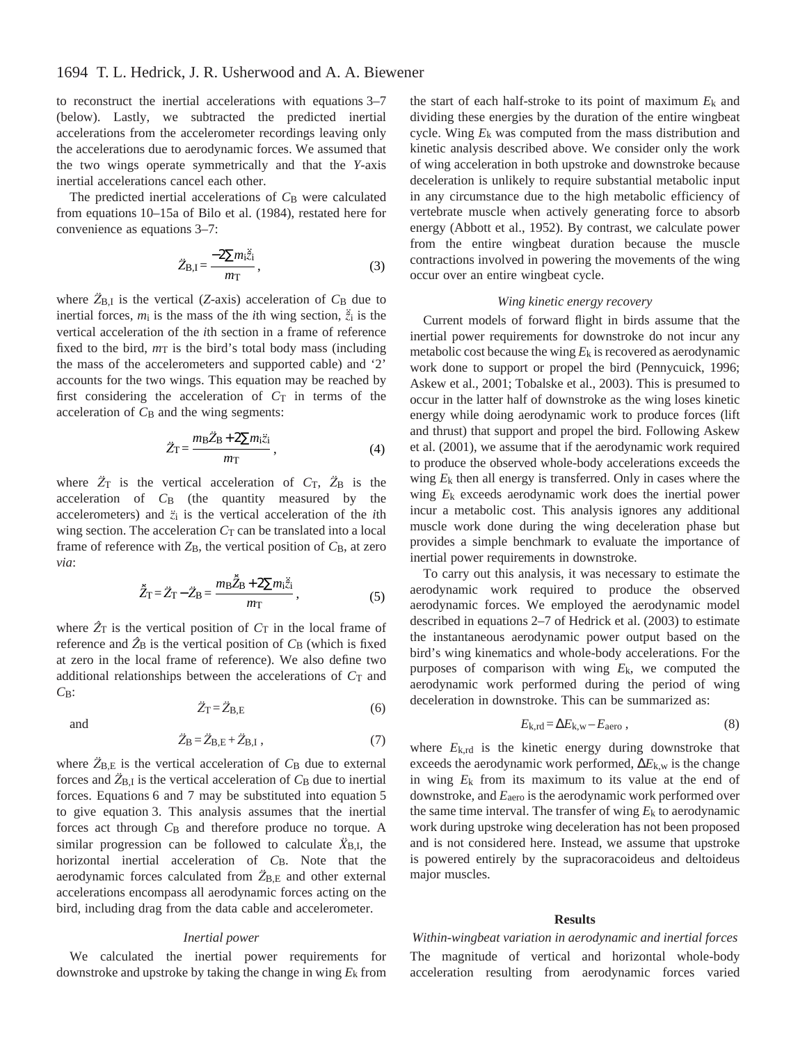to reconstruct the inertial accelerations with equations 3–7 (below). Lastly, we subtracted the predicted inertial accelerations from the accelerometer recordings leaving only the accelerations due to aerodynamic forces. We assumed that the two wings operate symmetrically and that the *Y*-axis inertial accelerations cancel each other.

The predicted inertial accelerations of $C_B$ were calculated from equations 10–15a of Bilo et al. (1984), restated here for convenience as equations 3–7:

$$\ddot{Z}_{B,I} = \frac{-2\sum m_i \ddot{\hat{z}}_i}{m_T}\,, \tag{3}$$

where $\ddot{Z}_{B,I}$ is the vertical (*Z*-axis) acceleration of $C_B$ due to inertial forces, $m_i$ is the mass of the *i*th wing section, $\ddot{\hat{z}}_i$ is the vertical acceleration of the *i*th section in a frame of reference fixed to the bird, $m_T$ is the bird's total body mass (including the mass of the accelerometers and supported cable) and '2' accounts for the two wings. This equation may be reached by first considering the acceleration of $C_T$ in terms of the acceleration of $C_B$ and the wing segments:

$$\ddot{Z}_T = \frac{m_B \ddot{Z}_B + 2\sum m_i \ddot{z}_i}{m_T}\,, \tag{4}$$

where $\ddot{Z}_T$ is the vertical acceleration of $C_T$, $\ddot{Z}_B$ is the acceleration of $C_B$ (the quantity measured by the accelerometers) and $\ddot{z}_i$ is the vertical acceleration of the *i*th wing section. The acceleration $C_T$ can be translated into a local frame of reference with $Z_B$, the vertical position of $C_B$, at zero *via*:

$$\ddot{\hat{Z}}_T = \ddot{Z}_T - \ddot{Z}_B = \frac{m_B \ddot{\hat{Z}}_B + 2\sum m_i \ddot{\hat{z}}_i}{m_T}\,, \tag{5}$$

where $\hat{Z}_T$ is the vertical position of $C_T$ in the local frame of reference and $\hat{Z}_B$ is the vertical position of $C_B$ (which is fixed at zero in the local frame of reference). We also define two additional relationships between the accelerations of $C_T$ and $C_B$:

$$\ddot{Z}_T = \ddot{Z}_{B,E} \tag{6}$$

and

$$\ddot{Z}_B = \ddot{Z}_{B,E} + \ddot{Z}_{B,I}\,, \tag{7}$$

where $\ddot{Z}_{B,E}$ is the vertical acceleration of $C_B$ due to external forces and $\ddot{Z}_{B,I}$ is the vertical acceleration of $C_B$ due to inertial forces. Equations 6 and 7 may be substituted into equation 5 to give equation 3. This analysis assumes that the inertial forces act through $C_B$ and therefore produce no torque. A similar progression can be followed to calculate $\ddot{X}_{B,I}$, the horizontal inertial acceleration of $C_B$. Note that the aerodynamic forces calculated from $\ddot{Z}_{B,E}$ and other external accelerations encompass all aerodynamic forces acting on the bird, including drag from the data cable and accelerometer.

### *Inertial power*

We calculated the inertial power requirements for downstroke and upstroke by taking the change in wing $E_k$ from the start of each half-stroke to its point of maximum $E_k$ and dividing these energies by the duration of the entire wingbeat cycle. Wing $E_k$ was computed from the mass distribution and kinetic analysis described above. We consider only the work of wing acceleration in both upstroke and downstroke because deceleration is unlikely to require substantial metabolic input in any circumstance due to the high metabolic efficiency of vertebrate muscle when actively generating force to absorb energy (Abbott et al., 1952). By contrast, we calculate power from the entire wingbeat duration because the muscle contractions involved in powering the movements of the wing occur over an entire wingbeat cycle.

### *Wing kinetic energy recovery*

Current models of forward flight in birds assume that the inertial power requirements for downstroke do not incur any metabolic cost because the wing $E_k$ is recovered as aerodynamic work done to support or propel the bird (Pennycuick, 1996; Askew et al., 2001; Tobalske et al., 2003). This is presumed to occur in the latter half of downstroke as the wing loses kinetic energy while doing aerodynamic work to produce forces (lift and thrust) that support and propel the bird. Following Askew et al. (2001), we assume that if the aerodynamic work required to produce the observed whole-body accelerations exceeds the wing $E_k$ then all energy is transferred. Only in cases where the wing $E_k$ exceeds aerodynamic work does the inertial power incur a metabolic cost. This analysis ignores any additional muscle work done during the wing deceleration phase but provides a simple benchmark to evaluate the importance of inertial power requirements in downstroke.

To carry out this analysis, it was necessary to estimate the aerodynamic work required to produce the observed aerodynamic forces. We employed the aerodynamic model described in equations 2–7 of Hedrick et al. (2003) to estimate the instantaneous aerodynamic power output based on the bird's wing kinematics and whole-body accelerations. For the purposes of comparison with wing $E_k$, we computed the aerodynamic work performed during the period of wing deceleration in downstroke. This can be summarized as:

$$E_{k,rd} = \Delta E_{k,w} - E_{aero}\,, \tag{8}$$

where $E_{k,rd}$ is the kinetic energy during downstroke that exceeds the aerodynamic work performed, $\Delta E_{k,w}$ is the change in wing $E_k$ from its maximum to its value at the end of downstroke, and $E_{aero}$ is the aerodynamic work performed over the same time interval. The transfer of wing $E_k$ to aerodynamic work during upstroke wing deceleration has not been proposed and is not considered here. Instead, we assume that upstroke is powered entirely by the supracoracoideus and deltoideus major muscles.

## Results

### *Within-wingbeat variation in aerodynamic and inertial forces*

The magnitude of vertical and horizontal whole-body acceleration resulting from aerodynamic forces varied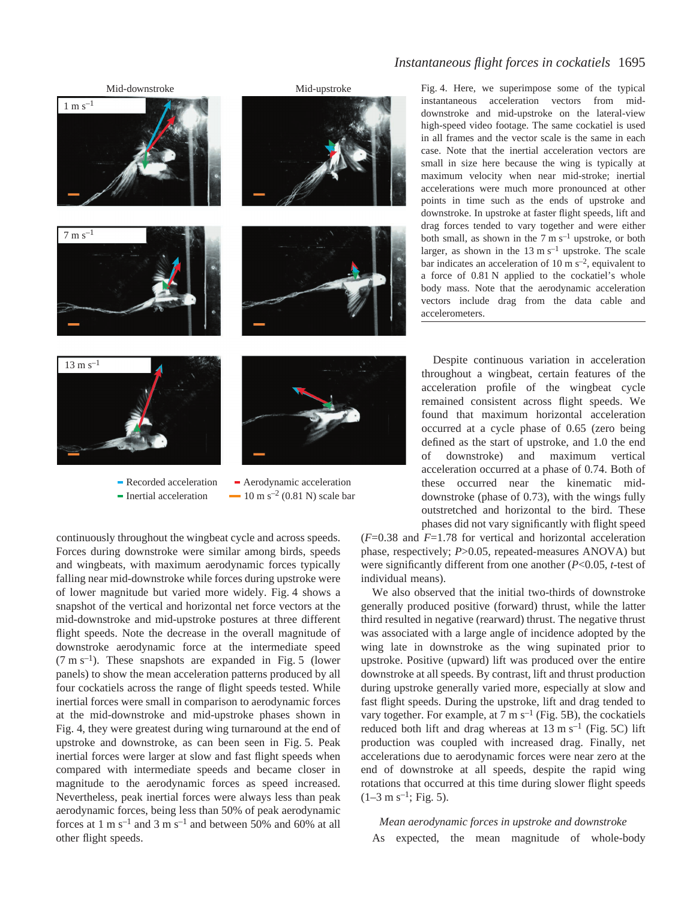Fig. 4. Here, we superimpose some of the typical instantaneous acceleration vectors from mid-downstroke and mid-upstroke on the lateral-view high-speed video footage. The same cockatiel is used in all frames and the vector scale is the same in each case. Note that the inertial acceleration vectors are small in size here because the wing is typically at maximum velocity when near mid-stroke; inertial accelerations were much more pronounced at other points in time such as the ends of upstroke and downstroke. In upstroke at faster flight speeds, lift and drag forces tended to vary together and were either both small, as shown in the 7 m s$^{-1}$ upstroke, or both larger, as shown in the 13 m s$^{-1}$ upstroke. The scale bar indicates an acceleration of 10 m s$^{-2}$, equivalent to a force of 0.81 N applied to the cockatiel's whole body mass. Note that the aerodynamic acceleration vectors include drag from the data cable and accelerometers.

continuously throughout the wingbeat cycle and across speeds. Forces during downstroke were similar among birds, speeds and wingbeats, with maximum aerodynamic forces typically falling near mid-downstroke while forces during upstroke were of lower magnitude but varied more widely. Fig. 4 shows a snapshot of the vertical and horizontal net force vectors at the mid-downstroke and mid-upstroke postures at three different flight speeds. Note the decrease in the overall magnitude of downstroke aerodynamic force at the intermediate speed (7 m s$^{-1}$). These snapshots are expanded in Fig. 5 (lower panels) to show the mean acceleration patterns produced by all four cockatiels across the range of flight speeds tested. While inertial forces were small in comparison to aerodynamic forces at the mid-downstroke and mid-upstroke phases shown in Fig. 4, they were greatest during wing turnaround at the end of upstroke and downstroke, as can been seen in Fig. 5. Peak inertial forces were larger at slow and fast flight speeds when compared with intermediate speeds and became closer in magnitude to the aerodynamic forces as speed increased. Nevertheless, peak inertial forces were always less than peak aerodynamic forces, being less than 50% of peak aerodynamic forces at 1 m s$^{-1}$ and 3 m s$^{-1}$ and between 50% and 60% at all other flight speeds.

Despite continuous variation in acceleration throughout a wingbeat, certain features of the acceleration profile of the wingbeat cycle remained consistent across flight speeds. We found that maximum horizontal acceleration occurred at a cycle phase of 0.65 (zero being defined as the start of upstroke, and 1.0 the end of downstroke) and maximum vertical acceleration occurred at a phase of 0.74. Both of these occurred near the kinematic mid-downstroke (phase of 0.73), with the wings fully outstretched and horizontal to the bird. These phases did not vary significantly with flight speed ($F$=0.38 and $F$=1.78 for vertical and horizontal acceleration phase, respectively; $P$>0.05, repeated-measures ANOVA) but were significantly different from one another ($P$<0.05, $t$-test of individual means).

We also observed that the initial two-thirds of downstroke generally produced positive (forward) thrust, while the latter third resulted in negative (rearward) thrust. The negative thrust was associated with a large angle of incidence adopted by the wing late in downstroke as the wing supinated prior to upstroke. Positive (upward) lift was produced over the entire downstroke at all speeds. By contrast, lift and thrust production during upstroke generally varied more, especially at slow and fast flight speeds. During the upstroke, lift and drag tended to vary together. For example, at 7 m s$^{-1}$ (Fig. 5B), the cockatiels reduced both lift and drag whereas at 13 m s$^{-1}$ (Fig. 5C) lift production was coupled with increased drag. Finally, net accelerations due to aerodynamic forces were near zero at the end of downstroke at all speeds, despite the rapid wing rotations that occurred at this time during slower flight speeds (1–3 m s$^{-1}$; Fig. 5).

### *Mean aerodynamic forces in upstroke and downstroke*

As expected, the mean magnitude of whole-body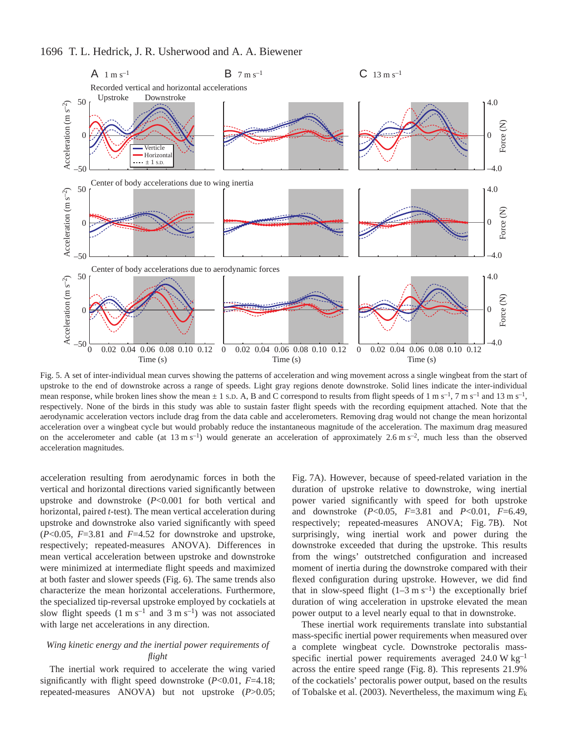Fig. 5. A set of inter-individual mean curves showing the patterns of acceleration and wing movement across a single wingbeat from the start of upstroke to the end of downstroke across a range of speeds. Light gray regions denote downstroke. Solid lines indicate the inter-individual mean response, while broken lines show the mean ± 1 S.D. A, B and C correspond to results from flight speeds of 1 m s$^{-1}$, 7 m s$^{-1}$ and 13 m s$^{-1}$, respectively. None of the birds in this study was able to sustain faster flight speeds with the recording equipment attached. Note that the aerodynamic acceleration vectors include drag from the data cable and accelerometers. Removing drag would not change the mean horizontal acceleration over a wingbeat cycle but would probably reduce the instantaneous magnitude of the acceleration. The maximum drag measured on the accelerometer and cable (at 13 m s$^{-1}$) would generate an acceleration of approximately 2.6 m s$^{-2}$, much less than the observed acceleration magnitudes.

acceleration resulting from aerodynamic forces in both the vertical and horizontal directions varied significantly between upstroke and downstroke ($P<0.001$ for both vertical and horizontal, paired *t*-test). The mean vertical acceleration during upstroke and downstroke also varied significantly with speed ($P<0.05$, $F=3.81$ and $F=4.52$ for downstroke and upstroke, respectively; repeated-measures ANOVA). Differences in mean vertical acceleration between upstroke and downstroke were minimized at intermediate flight speeds and maximized at both faster and slower speeds (Fig. 6). The same trends also characterize the mean horizontal accelerations. Furthermore, the specialized tip-reversal upstroke employed by cockatiels at slow flight speeds (1 m s$^{-1}$ and 3 m s$^{-1}$) was not associated with large net accelerations in any direction.

### *Wing kinetic energy and the inertial power requirements of flight*

The inertial work required to accelerate the wing varied significantly with flight speed downstroke ($P<0.01$, $F=4.18$; repeated-measures ANOVA) but not upstroke ($P>0.05$; Fig. 7A). However, because of speed-related variation in the duration of upstroke relative to downstroke, wing inertial power varied significantly with speed for both upstroke and downstroke ($P<0.05$, $F=3.81$ and $P<0.01$, $F=6.49$, respectively; repeated-measures ANOVA; Fig. 7B). Not surprisingly, wing inertial work and power during the downstroke exceeded that during the upstroke. This results from the wings' outstretched configuration and increased moment of inertia during the downstroke compared with their flexed configuration during upstroke. However, we did find that in slow-speed flight (1–3 m s$^{-1}$) the exceptionally brief duration of wing acceleration in upstroke elevated the mean power output to a level nearly equal to that in downstroke.

These inertial work requirements translate into substantial mass-specific inertial power requirements when measured over a complete wingbeat cycle. Downstroke pectoralis mass-specific inertial power requirements averaged 24.0 W kg$^{-1}$ across the entire speed range (Fig. 8). This represents 21.9% of the cockatiels' pectoralis power output, based on the results of Tobalske et al. (2003). Nevertheless, the maximum wing $E_k$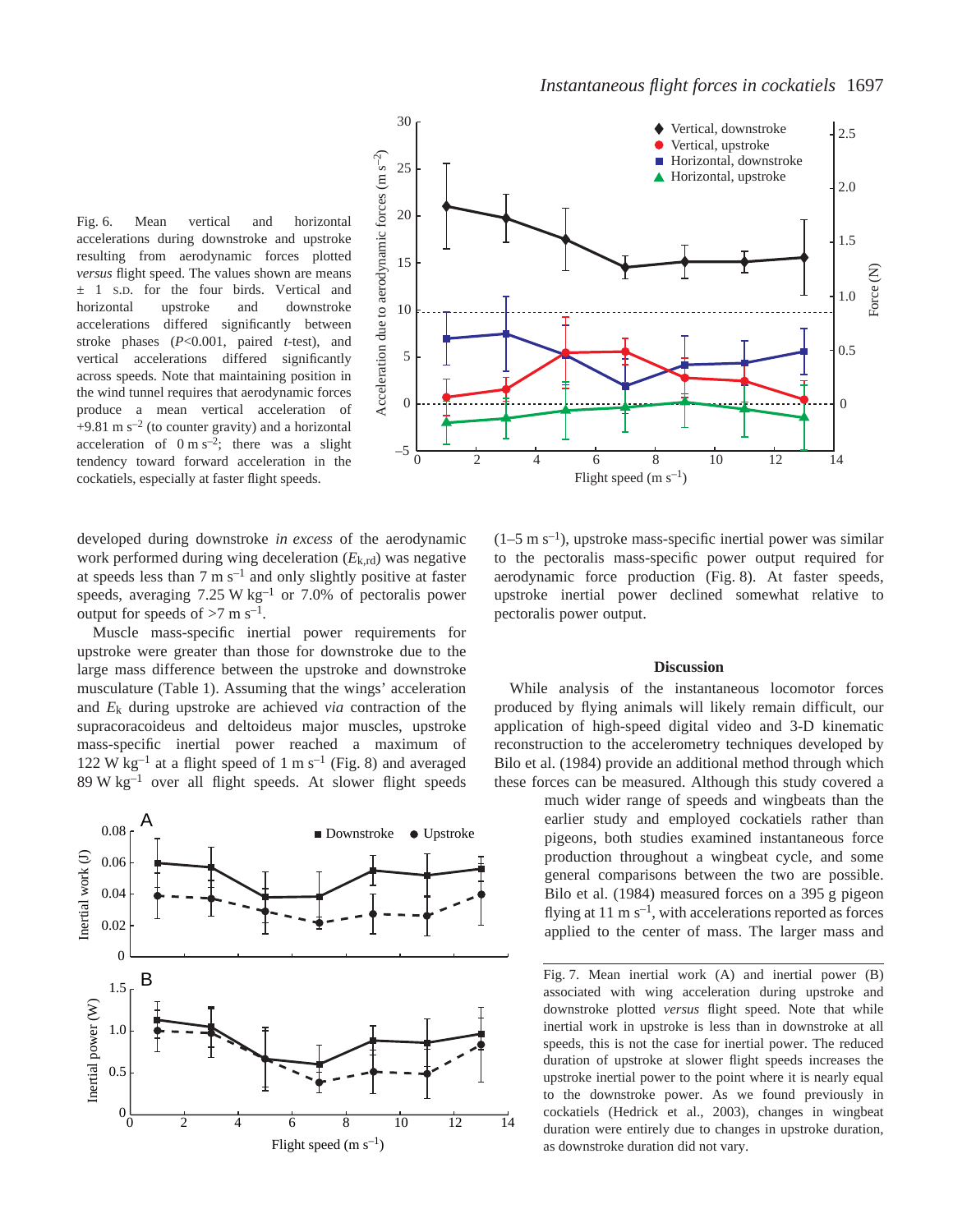Fig. 6. Mean vertical and horizontal accelerations during downstroke and upstroke resulting from aerodynamic forces plotted *versus* flight speed. The values shown are means ± 1 S.D. for the four birds. Vertical and horizontal upstroke and downstroke accelerations differed significantly between stroke phases ($P<0.001$, paired $t$-test), and vertical accelerations differed significantly across speeds. Note that maintaining position in the wind tunnel requires that aerodynamic forces produce a mean vertical acceleration of $+9.81\ \mathrm{m\ s^{-2}}$ (to counter gravity) and a horizontal acceleration of $0\ \mathrm{m\ s^{-2}}$; there was a slight tendency toward forward acceleration in the cockatiels, especially at faster flight speeds.

developed during downstroke *in excess* of the aerodynamic work performed during wing deceleration ($E_{\mathrm{k,rd}}$) was negative at speeds less than $7\ \mathrm{m\ s^{-1}}$ and only slightly positive at faster speeds, averaging $7.25\ \mathrm{W\ kg^{-1}}$ or 7.0% of pectoralis power output for speeds of $>7\ \mathrm{m\ s^{-1}}$.

Muscle mass-specific inertial power requirements for upstroke were greater than those for downstroke due to the large mass difference between the upstroke and downstroke musculature (Table 1). Assuming that the wings' acceleration and $E_{\mathrm{k}}$ during upstroke are achieved *via* contraction of the supracoracoideus and deltoideus major muscles, upstroke mass-specific inertial power reached a maximum of $122\ \mathrm{W\ kg^{-1}}$ at a flight speed of $1\ \mathrm{m\ s^{-1}}$ (Fig. 8) and averaged $89\ \mathrm{W\ kg^{-1}}$ over all flight speeds. At slower flight speeds ($1\text{–}5\ \mathrm{m\ s^{-1}}$), upstroke mass-specific inertial power was similar to the pectoralis mass-specific power output required for aerodynamic force production (Fig. 8). At faster speeds, upstroke inertial power declined somewhat relative to pectoralis power output.

Fig. 7. Mean inertial work (A) and inertial power (B) associated with wing acceleration during upstroke and downstroke plotted *versus* flight speed. Note that while inertial work in upstroke is less than in downstroke at all speeds, this is not the case for inertial power. The reduced duration of upstroke at slower flight speeds increases the upstroke inertial power to the point where it is nearly equal to the downstroke power. As we found previously in cockatiels (Hedrick et al., 2003), changes in wingbeat duration were entirely due to changes in upstroke duration, as downstroke duration did not vary.

## Discussion

While analysis of the instantaneous locomotor forces produced by flying animals will likely remain difficult, our application of high-speed digital video and 3-D kinematic reconstruction to the accelerometry techniques developed by Bilo et al. (1984) provide an additional method through which these forces can be measured. Although this study covered a much wider range of speeds and wingbeats than the earlier study and employed cockatiels rather than pigeons, both studies examined instantaneous force production throughout a wingbeat cycle, and some general comparisons between the two are possible. Bilo et al. (1984) measured forces on a 395 g pigeon flying at $11\ \mathrm{m\ s^{-1}}$, with accelerations reported as forces applied to the center of mass. The larger mass and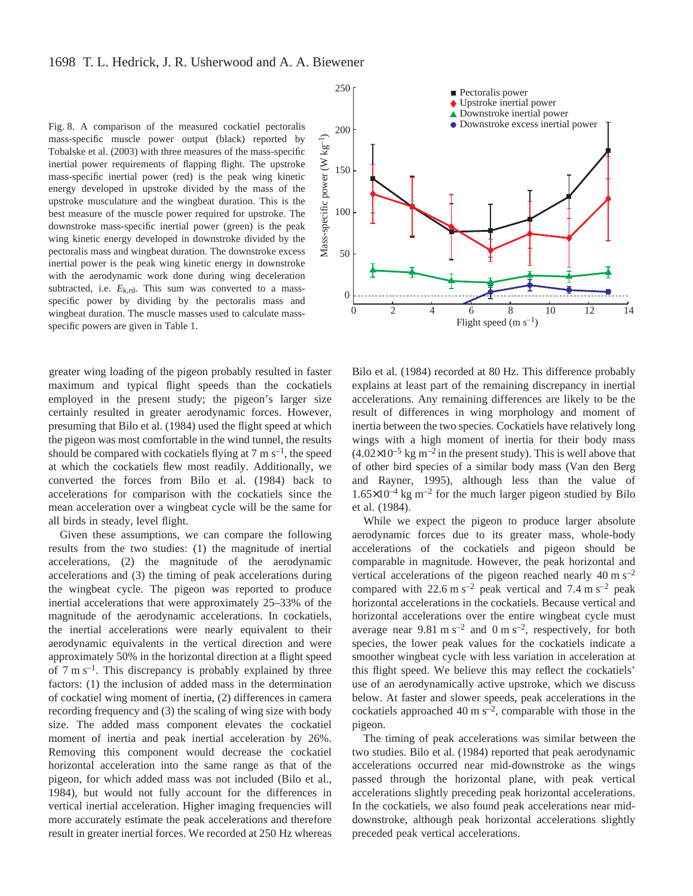Fig. 8. A comparison of the measured cockatiel pectoralis mass-specific muscle power output (black) reported by Tobalske et al. (2003) with three measures of the mass-specific inertial power requirements of flapping flight. The upstroke mass-specific inertial power (red) is the peak wing kinetic energy developed in upstroke divided by the mass of the upstroke musculature and the wingbeat duration. This is the best measure of the muscle power required for upstroke. The downstroke mass-specific inertial power (green) is the peak wing kinetic energy developed in downstroke divided by the pectoralis mass and wingbeat duration. The downstroke excess inertial power is the peak wing kinetic energy in downstroke with the aerodynamic work done during wing deceleration subtracted, i.e. $E_{k,rd}$. This sum was converted to a mass-specific power by dividing by the pectoralis mass and wingbeat duration. The muscle masses used to calculate mass-specific powers are given in Table 1.

greater wing loading of the pigeon probably resulted in faster maximum and typical flight speeds than the cockatiels employed in the present study; the pigeon's larger size certainly resulted in greater aerodynamic forces. However, presuming that Bilo et al. (1984) used the flight speed at which the pigeon was most comfortable in the wind tunnel, the results should be compared with cockatiels flying at 7 m s$^{-1}$, the speed at which the cockatiels flew most readily. Additionally, we converted the forces from Bilo et al. (1984) back to accelerations for comparison with the cockatiels since the mean acceleration over a wingbeat cycle will be the same for all birds in steady, level flight.

Given these assumptions, we can compare the following results from the two studies: (1) the magnitude of inertial accelerations, (2) the magnitude of the aerodynamic accelerations and (3) the timing of peak accelerations during the wingbeat cycle. The pigeon was reported to produce inertial accelerations that were approximately 25–33% of the magnitude of the aerodynamic accelerations. In cockatiels, the inertial accelerations were nearly equivalent to their aerodynamic equivalents in the vertical direction and were approximately 50% in the horizontal direction at a flight speed of 7 m s$^{-1}$. This discrepancy is probably explained by three factors: (1) the inclusion of added mass in the determination of cockatiel wing moment of inertia, (2) differences in camera recording frequency and (3) the scaling of wing size with body size. The added mass component elevates the cockatiel moment of inertia and peak inertial acceleration by 26%. Removing this component would decrease the cockatiel horizontal acceleration into the same range as that of the pigeon, for which added mass was not included (Bilo et al., 1984), but would not fully account for the differences in vertical inertial acceleration. Higher imaging frequencies will more accurately estimate the peak accelerations and therefore result in greater inertial forces. We recorded at 250 Hz whereas Bilo et al. (1984) recorded at 80 Hz. This difference probably explains at least part of the remaining discrepancy in inertial accelerations. Any remaining differences are likely to be the result of differences in wing morphology and moment of inertia between the two species. Cockatiels have relatively long wings with a high moment of inertia for their body mass ($4.02\times10^{-5}$ kg m$^{-2}$ in the present study). This is well above that of other bird species of a similar body mass (Van den Berg and Rayner, 1995), although less than the value of $1.65\times10^{-4}$ kg m$^{-2}$ for the much larger pigeon studied by Bilo et al. (1984).

While we expect the pigeon to produce larger absolute aerodynamic forces due to its greater mass, whole-body accelerations of the cockatiels and pigeon should be comparable in magnitude. However, the peak horizontal and vertical accelerations of the pigeon reached nearly 40 m s$^{-2}$ compared with 22.6 m s$^{-2}$ peak vertical and 7.4 m s$^{-2}$ peak horizontal accelerations in the cockatiels. Because vertical and horizontal accelerations over the entire wingbeat cycle must average near 9.81 m s$^{-2}$ and 0 m s$^{-2}$, respectively, for both species, the lower peak values for the cockatiels indicate a smoother wingbeat cycle with less variation in acceleration at this flight speed. We believe this may reflect the cockatiels' use of an aerodynamically active upstroke, which we discuss below. At faster and slower speeds, peak accelerations in the cockatiels approached 40 m s$^{-2}$, comparable with those in the pigeon.

The timing of peak accelerations was similar between the two studies. Bilo et al. (1984) reported that peak aerodynamic accelerations occurred near mid-downstroke as the wings passed through the horizontal plane, with peak vertical accelerations slightly preceding peak horizontal accelerations. In the cockatiels, we also found peak accelerations near mid-downstroke, although peak horizontal accelerations slightly preceded peak vertical accelerations.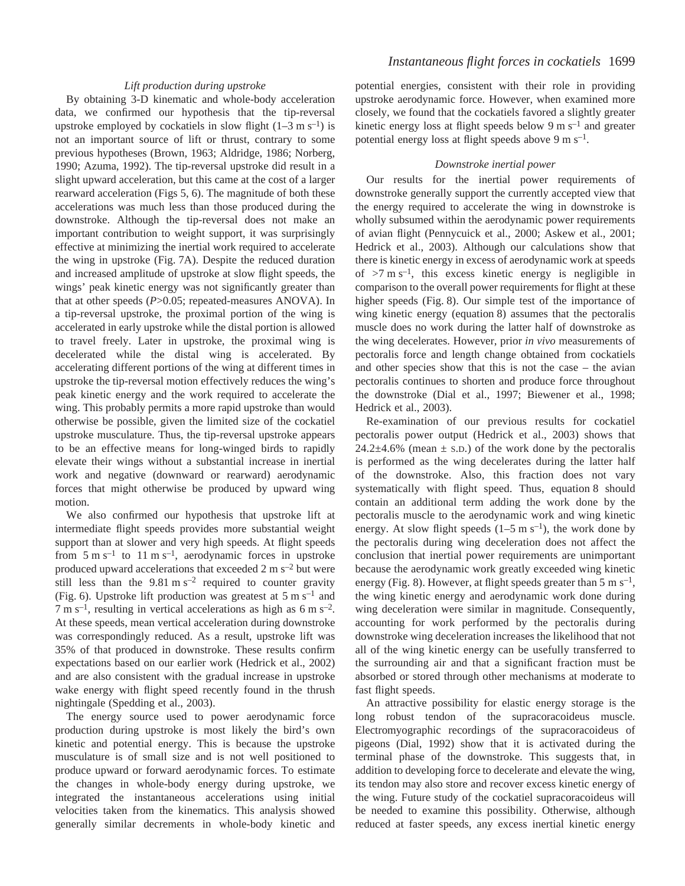### *Lift production during upstroke*

By obtaining 3-D kinematic and whole-body acceleration data, we confirmed our hypothesis that the tip-reversal upstroke employed by cockatiels in slow flight (1–3 $m\,s^{-1}$) is not an important source of lift or thrust, contrary to some previous hypotheses (Brown, 1963; Aldridge, 1986; Norberg, 1990; Azuma, 1992). The tip-reversal upstroke did result in a slight upward acceleration, but this came at the cost of a larger rearward acceleration (Figs 5, 6). The magnitude of both these accelerations was much less than those produced during the downstroke. Although the tip-reversal does not make an important contribution to weight support, it was surprisingly effective at minimizing the inertial work required to accelerate the wing in upstroke (Fig. 7A). Despite the reduced duration and increased amplitude of upstroke at slow flight speeds, the wings' peak kinetic energy was not significantly greater than that at other speeds ($P>0.05$; repeated-measures ANOVA). In a tip-reversal upstroke, the proximal portion of the wing is accelerated in early upstroke while the distal portion is allowed to travel freely. Later in upstroke, the proximal wing is decelerated while the distal wing is accelerated. By accelerating different portions of the wing at different times in upstroke the tip-reversal motion effectively reduces the wing's peak kinetic energy and the work required to accelerate the wing. This probably permits a more rapid upstroke than would otherwise be possible, given the limited size of the cockatiel upstroke musculature. Thus, the tip-reversal upstroke appears to be an effective means for long-winged birds to rapidly elevate their wings without a substantial increase in inertial work and negative (downward or rearward) aerodynamic forces that might otherwise be produced by upward wing motion.

We also confirmed our hypothesis that upstroke lift at intermediate flight speeds provides more substantial weight support than at slower and very high speeds. At flight speeds from 5 $m\,s^{-1}$ to 11 $m\,s^{-1}$, aerodynamic forces in upstroke produced upward accelerations that exceeded 2 $m\,s^{-2}$ but were still less than the 9.81 $m\,s^{-2}$ required to counter gravity (Fig. 6). Upstroke lift production was greatest at 5 $m\,s^{-1}$ and 7 $m\,s^{-1}$, resulting in vertical accelerations as high as 6 $m\,s^{-2}$. At these speeds, mean vertical acceleration during downstroke was correspondingly reduced. As a result, upstroke lift was 35% of that produced in downstroke. These results confirm expectations based on our earlier work (Hedrick et al., 2002) and are also consistent with the gradual increase in upstroke wake energy with flight speed recently found in the thrush nightingale (Spedding et al., 2003).

The energy source used to power aerodynamic force production during upstroke is most likely the bird's own kinetic and potential energy. This is because the upstroke musculature is of small size and is not well positioned to produce upward or forward aerodynamic forces. To estimate the changes in whole-body energy during upstroke, we integrated the instantaneous accelerations using initial velocities taken from the kinematics. This analysis showed generally similar decrements in whole-body kinetic and potential energies, consistent with their role in providing upstroke aerodynamic force. However, when examined more closely, we found that the cockatiels favored a slightly greater kinetic energy loss at flight speeds below 9 $m\,s^{-1}$ and greater potential energy loss at flight speeds above 9 $m\,s^{-1}$.

### *Downstroke inertial power*

Our results for the inertial power requirements of downstroke generally support the currently accepted view that the energy required to accelerate the wing in downstroke is wholly subsumed within the aerodynamic power requirements of avian flight (Pennycuick et al., 2000; Askew et al., 2001; Hedrick et al., 2003). Although our calculations show that there is kinetic energy in excess of aerodynamic work at speeds of >7 $m\,s^{-1}$, this excess kinetic energy is negligible in comparison to the overall power requirements for flight at these higher speeds (Fig. 8). Our simple test of the importance of wing kinetic energy (equation 8) assumes that the pectoralis muscle does no work during the latter half of downstroke as the wing decelerates. However, prior *in vivo* measurements of pectoralis force and length change obtained from cockatiels and other species show that this is not the case – the avian pectoralis continues to shorten and produce force throughout the downstroke (Dial et al., 1997; Biewener et al., 1998; Hedrick et al., 2003).

Re-examination of our previous results for cockatiel pectoralis power output (Hedrick et al., 2003) shows that 24.2±4.6% (mean ± S.D.) of the work done by the pectoralis is performed as the wing decelerates during the latter half of the downstroke. Also, this fraction does not vary systematically with flight speed. Thus, equation 8 should contain an additional term adding the work done by the pectoralis muscle to the aerodynamic work and wing kinetic energy. At slow flight speeds (1–5 $m\,s^{-1}$), the work done by the pectoralis during wing deceleration does not affect the conclusion that inertial power requirements are unimportant because the aerodynamic work greatly exceeded wing kinetic energy (Fig. 8). However, at flight speeds greater than 5 $m\,s^{-1}$, the wing kinetic energy and aerodynamic work done during wing deceleration were similar in magnitude. Consequently, accounting for work performed by the pectoralis during downstroke wing deceleration increases the likelihood that not all of the wing kinetic energy can be usefully transferred to the surrounding air and that a significant fraction must be absorbed or stored through other mechanisms at moderate to fast flight speeds.

An attractive possibility for elastic energy storage is the long robust tendon of the supracoracoideus muscle. Electromyographic recordings of the supracoracoideus of pigeons (Dial, 1992) show that it is activated during the terminal phase of the downstroke. This suggests that, in addition to developing force to decelerate and elevate the wing, its tendon may also store and recover excess kinetic energy of the wing. Future study of the cockatiel supracoracoideus will be needed to examine this possibility. Otherwise, although reduced at faster speeds, any excess inertial kinetic energy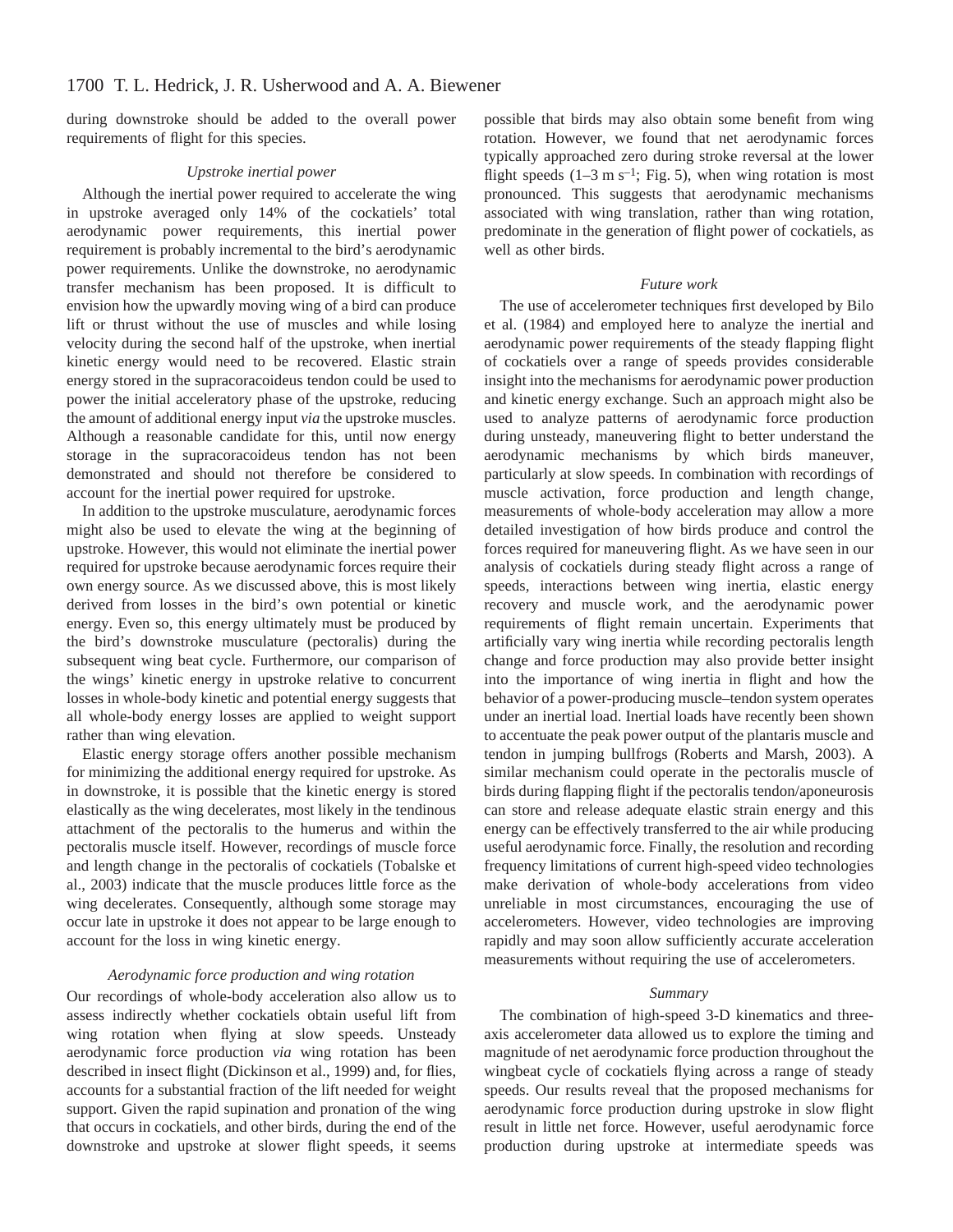during downstroke should be added to the overall power requirements of flight for this species.

### *Upstroke inertial power*

Although the inertial power required to accelerate the wing in upstroke averaged only 14% of the cockatiels' total aerodynamic power requirements, this inertial power requirement is probably incremental to the bird's aerodynamic power requirements. Unlike the downstroke, no aerodynamic transfer mechanism has been proposed. It is difficult to envision how the upwardly moving wing of a bird can produce lift or thrust without the use of muscles and while losing velocity during the second half of the upstroke, when inertial kinetic energy would need to be recovered. Elastic strain energy stored in the supracoracoideus tendon could be used to power the initial acceleratory phase of the upstroke, reducing the amount of additional energy input *via* the upstroke muscles. Although a reasonable candidate for this, until now energy storage in the supracoracoideus tendon has not been demonstrated and should not therefore be considered to account for the inertial power required for upstroke.

In addition to the upstroke musculature, aerodynamic forces might also be used to elevate the wing at the beginning of upstroke. However, this would not eliminate the inertial power required for upstroke because aerodynamic forces require their own energy source. As we discussed above, this is most likely derived from losses in the bird's own potential or kinetic energy. Even so, this energy ultimately must be produced by the bird's downstroke musculature (pectoralis) during the subsequent wing beat cycle. Furthermore, our comparison of the wings' kinetic energy in upstroke relative to concurrent losses in whole-body kinetic and potential energy suggests that all whole-body energy losses are applied to weight support rather than wing elevation.

Elastic energy storage offers another possible mechanism for minimizing the additional energy required for upstroke. As in downstroke, it is possible that the kinetic energy is stored elastically as the wing decelerates, most likely in the tendinous attachment of the pectoralis to the humerus and within the pectoralis muscle itself. However, recordings of muscle force and length change in the pectoralis of cockatiels (Tobalske et al., 2003) indicate that the muscle produces little force as the wing decelerates. Consequently, although some storage may occur late in upstroke it does not appear to be large enough to account for the loss in wing kinetic energy.

### *Aerodynamic force production and wing rotation*

Our recordings of whole-body acceleration also allow us to assess indirectly whether cockatiels obtain useful lift from wing rotation when flying at slow speeds. Unsteady aerodynamic force production *via* wing rotation has been described in insect flight (Dickinson et al., 1999) and, for flies, accounts for a substantial fraction of the lift needed for weight support. Given the rapid supination and pronation of the wing that occurs in cockatiels, and other birds, during the end of the downstroke and upstroke at slower flight speeds, it seems possible that birds may also obtain some benefit from wing rotation. However, we found that net aerodynamic forces typically approached zero during stroke reversal at the lower flight speeds ($1–3\ \mathrm{m\ s^{-1}}$; Fig. 5), when wing rotation is most pronounced. This suggests that aerodynamic mechanisms associated with wing translation, rather than wing rotation, predominate in the generation of flight power of cockatiels, as well as other birds.

### *Future work*

The use of accelerometer techniques first developed by Bilo et al. (1984) and employed here to analyze the inertial and aerodynamic power requirements of the steady flapping flight of cockatiels over a range of speeds provides considerable insight into the mechanisms for aerodynamic power production and kinetic energy exchange. Such an approach might also be used to analyze patterns of aerodynamic force production during unsteady, maneuvering flight to better understand the aerodynamic mechanisms by which birds maneuver, particularly at slow speeds. In combination with recordings of muscle activation, force production and length change, measurements of whole-body acceleration may allow a more detailed investigation of how birds produce and control the forces required for maneuvering flight. As we have seen in our analysis of cockatiels during steady flight across a range of speeds, interactions between wing inertia, elastic energy recovery and muscle work, and the aerodynamic power requirements of flight remain uncertain. Experiments that artificially vary wing inertia while recording pectoralis length change and force production may also provide better insight into the importance of wing inertia in flight and how the behavior of a power-producing muscle–tendon system operates under an inertial load. Inertial loads have recently been shown to accentuate the peak power output of the plantaris muscle and tendon in jumping bullfrogs (Roberts and Marsh, 2003). A similar mechanism could operate in the pectoralis muscle of birds during flapping flight if the pectoralis tendon/aponeurosis can store and release adequate elastic strain energy and this energy can be effectively transferred to the air while producing useful aerodynamic force. Finally, the resolution and recording frequency limitations of current high-speed video technologies make derivation of whole-body accelerations from video unreliable in most circumstances, encouraging the use of accelerometers. However, video technologies are improving rapidly and may soon allow sufficiently accurate acceleration measurements without requiring the use of accelerometers.

### *Summary*

The combination of high-speed 3-D kinematics and three-axis accelerometer data allowed us to explore the timing and magnitude of net aerodynamic force production throughout the wingbeat cycle of cockatiels flying across a range of steady speeds. Our results reveal that the proposed mechanisms for aerodynamic force production during upstroke in slow flight result in little net force. However, useful aerodynamic force production during upstroke at intermediate speeds was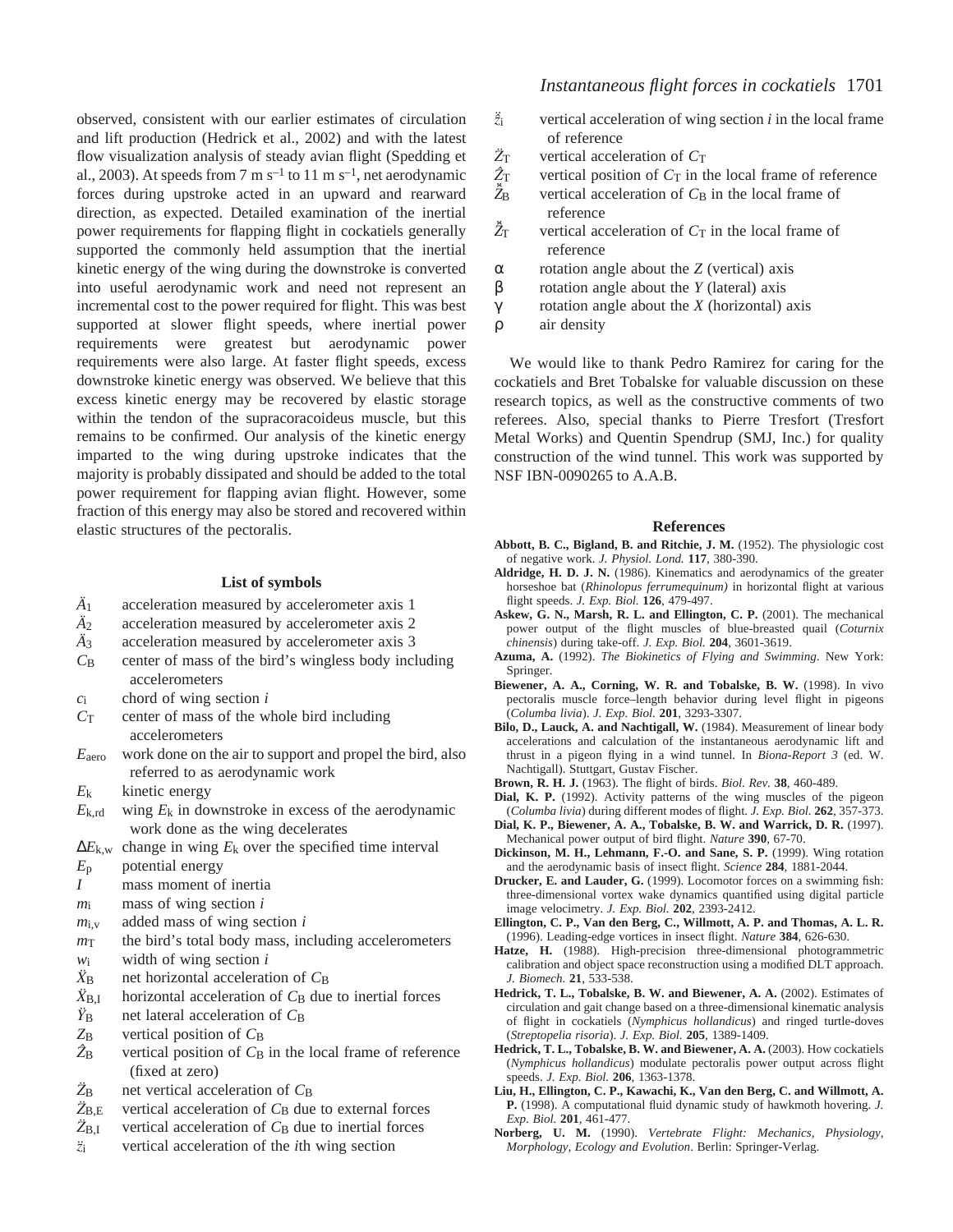observed, consistent with our earlier estimates of circulation and lift production (Hedrick et al., 2002) and with the latest flow visualization analysis of steady avian flight (Spedding et al., 2003). At speeds from 7 m $s^{-1}$ to 11 m $s^{-1}$, net aerodynamic forces during upstroke acted in an upward and rearward direction, as expected. Detailed examination of the inertial power requirements for flapping flight in cockatiels generally supported the commonly held assumption that the inertial kinetic energy of the wing during the downstroke is converted into useful aerodynamic work and need not represent an incremental cost to the power required for flight. This was best supported at slower flight speeds, where inertial power requirements were greatest but aerodynamic power requirements were also large. At faster flight speeds, excess downstroke kinetic energy was observed. We believe that this excess kinetic energy may be recovered by elastic storage within the tendon of the supracoracoideus muscle, but this remains to be confirmed. Our analysis of the kinetic energy imparted to the wing during upstroke indicates that the majority is probably dissipated and should be added to the total power requirement for flapping avian flight. However, some fraction of this energy may also be stored and recovered within elastic structures of the pectoralis.

## List of symbols

- $\ddot{A}_1$ acceleration measured by accelerometer axis 1
- $\ddot{A}_2$ acceleration measured by accelerometer axis 2
- $\ddot{A}_3$ acceleration measured by accelerometer axis 3
- $C_B$ center of mass of the bird's wingless body including accelerometers
- $c_i$ chord of wing section *i*
- $C_T$ center of mass of the whole bird including accelerometers
- $E_{aero}$ work done on the air to support and propel the bird, also referred to as aerodynamic work
- $E_k$ kinetic energy
- $E_{k,rd}$ wing $E_k$ in downstroke in excess of the aerodynamic work done as the wing decelerates
- $\Delta E_{k,w}$ change in wing $E_k$ over the specified time interval
- $E_p$ potential energy
- $I$ mass moment of inertia
- $m_i$ mass of wing section *i*
- $m_{i,v}$ added mass of wing section *i*
- $m_T$ the bird's total body mass, including accelerometers
- $w_i$ width of wing section *i*
- $\ddot{X}_B$ net horizontal acceleration of $C_B$
- $\ddot{X}_{B,I}$ horizontal acceleration of $C_B$ due to inertial forces
- $\ddot{Y}_B$ net lateral acceleration of $C_B$
- $Z_B$ vertical position of $C_B$
- $\hat{Z}_B$ vertical position of $C_B$ in the local frame of reference (fixed at zero)
- $\ddot{Z}_B$ net vertical acceleration of $C_B$
- $\ddot{Z}_{B,E}$ vertical acceleration of $C_B$ due to external forces
- $\ddot{Z}_{B,I}$ vertical acceleration of $C_B$ due to inertial forces
- $\ddot{z}_i$ vertical acceleration of the *i*th wing section
- $\ddot{\hat{z}}_i$ vertical acceleration of wing section *i* in the local frame of reference
- $\ddot{Z}_T$ vertical acceleration of $C_T$
- $\hat{Z}_T$ vertical position of $C_T$ in the local frame of reference
- $\ddot{\hat{Z}}_B$ vertical acceleration of $C_B$ in the local frame of reference
- $\ddot{\hat{Z}}_T$ vertical acceleration of $C_T$ in the local frame of reference
- $\alpha$ rotation angle about the *Z* (vertical) axis
- $\beta$ rotation angle about the *Y* (lateral) axis
- $\gamma$ rotation angle about the *X* (horizontal) axis
- $\rho$ air density

We would like to thank Pedro Ramirez for caring for the cockatiels and Bret Tobalske for valuable discussion on these research topics, as well as the constructive comments of two referees. Also, special thanks to Pierre Tresfort (Tresfort Metal Works) and Quentin Spendrup (SMJ, Inc.) for quality construction of the wind tunnel. This work was supported by NSF IBN-0090265 to A.A.B.

## References

**Abbott, B. C., Bigland, B. and Ritchie, J. M.** (1952). The physiologic cost of negative work. *J. Physiol. Lond.* **117**, 380-390.

**Aldridge, H. D. J. N.** (1986). Kinematics and aerodynamics of the greater horseshoe bat (*Rhinolopus ferrumequinum)* in horizontal flight at various flight speeds. *J. Exp. Biol.* **126**, 479-497.

**Askew, G. N., Marsh, R. L. and Ellington, C. P.** (2001). The mechanical power output of the flight muscles of blue-breasted quail (*Coturnix chinensis*) during take-off. *J. Exp. Biol.* **204**, 3601-3619.

**Azuma, A.** (1992). *The Biokinetics of Flying and Swimming*. New York: Springer.

**Biewener, A. A., Corning, W. R. and Tobalske, B. W.** (1998). In vivo pectoralis muscle force–length behavior during level flight in pigeons (*Columba livia*). *J. Exp. Biol.* **201**, 3293-3307.

**Bilo, D., Lauck, A. and Nachtigall, W.** (1984). Measurement of linear body accelerations and calculation of the instantaneous aerodynamic lift and thrust in a pigeon flying in a wind tunnel. In *Biona-Report 3* (ed. W. Nachtigall). Stuttgart, Gustav Fischer.

**Brown, R. H. J.** (1963). The flight of birds. *Biol. Rev.* **38**, 460-489.

**Dial, K. P.** (1992). Activity patterns of the wing muscles of the pigeon (*Columba livia*) during different modes of flight. *J. Exp. Biol.* **262**, 357-373.

**Dial, K. P., Biewener, A. A., Tobalske, B. W. and Warrick, D. R.** (1997). Mechanical power output of bird flight. *Nature* **390**, 67-70.

**Dickinson, M. H., Lehmann, F.-O. and Sane, S. P.** (1999). Wing rotation and the aerodynamic basis of insect flight. *Science* **284**, 1881-2044.

**Drucker, E. and Lauder, G.** (1999). Locomotor forces on a swimming fish: three-dimensional vortex wake dynamics quantified using digital particle image velocimetry. *J. Exp. Biol.* **202**, 2393-2412.

**Ellington, C. P., Van den Berg, C., Willmott, A. P. and Thomas, A. L. R.** (1996). Leading-edge vortices in insect flight. *Nature* **384**, 626-630.

**Hatze, H.** (1988). High-precision three-dimensional photogrammetric calibration and object space reconstruction using a modified DLT approach. *J. Biomech.* **21**, 533-538.

**Hedrick, T. L., Tobalske, B. W. and Biewener, A. A.** (2002). Estimates of circulation and gait change based on a three-dimensional kinematic analysis of flight in cockatiels (*Nymphicus hollandicus*) and ringed turtle-doves (*Streptopelia risoria*). *J. Exp. Biol.* **205**, 1389-1409.

**Hedrick, T. L., Tobalske, B. W. and Biewener, A. A.** (2003). How cockatiels (*Nymphicus hollandicus*) modulate pectoralis power output across flight speeds. *J. Exp. Biol.* **206**, 1363-1378.

**Liu, H., Ellington, C. P., Kawachi, K., Van den Berg, C. and Willmott, A. P.** (1998). A computational fluid dynamic study of hawkmoth hovering. *J. Exp. Biol.* **201**, 461-477.

**Norberg, U. M.** (1990). *Vertebrate Flight: Mechanics, Physiology, Morphology, Ecology and Evolution*. Berlin: Springer-Verlag.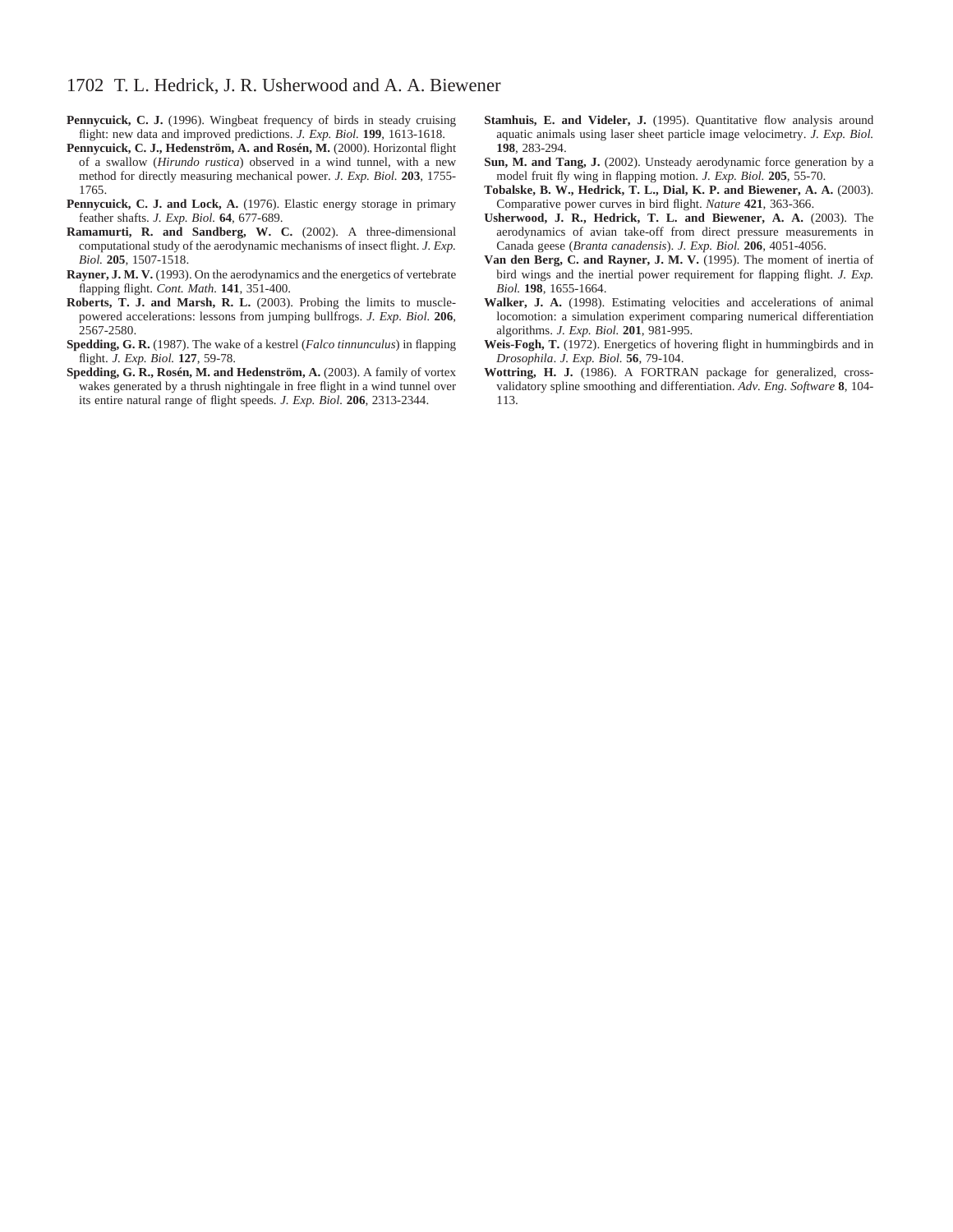**Pennycuick, C. J.** (1996). Wingbeat frequency of birds in steady cruising flight: new data and improved predictions. *J. Exp. Biol.* **199**, 1613-1618.

**Pennycuick, C. J., Hedenström, A. and Rosén, M.** (2000). Horizontal flight of a swallow (*Hirundo rustica*) observed in a wind tunnel, with a new method for directly measuring mechanical power. *J. Exp. Biol.* **203**, 1755-1765.

**Pennycuick, C. J. and Lock, A.** (1976). Elastic energy storage in primary feather shafts. *J. Exp. Biol.* **64**, 677-689.

**Ramamurti, R. and Sandberg, W. C.** (2002). A three-dimensional computational study of the aerodynamic mechanisms of insect flight. *J. Exp. Biol.* **205**, 1507-1518.

**Rayner, J. M. V.** (1993). On the aerodynamics and the energetics of vertebrate flapping flight. *Cont. Math.* **141**, 351-400.

**Roberts, T. J. and Marsh, R. L.** (2003). Probing the limits to muscle-powered accelerations: lessons from jumping bullfrogs. *J. Exp. Biol.* **206**, 2567-2580.

**Spedding, G. R.** (1987). The wake of a kestrel (*Falco tinnunculus*) in flapping flight. *J. Exp. Biol.* **127**, 59-78.

**Spedding, G. R., Rosén, M. and Hedenström, A.** (2003). A family of vortex wakes generated by a thrush nightingale in free flight in a wind tunnel over its entire natural range of flight speeds. *J. Exp. Biol.* **206**, 2313-2344.

**Stamhuis, E. and Videler, J.** (1995). Quantitative flow analysis around aquatic animals using laser sheet particle image velocimetry. *J. Exp. Biol.* **198**, 283-294.

**Sun, M. and Tang, J.** (2002). Unsteady aerodynamic force generation by a model fruit fly wing in flapping motion. *J. Exp. Biol.* **205**, 55-70.

**Tobalske, B. W., Hedrick, T. L., Dial, K. P. and Biewener, A. A.** (2003). Comparative power curves in bird flight. *Nature* **421**, 363-366.

**Usherwood, J. R., Hedrick, T. L. and Biewener, A. A.** (2003). The aerodynamics of avian take-off from direct pressure measurements in Canada geese (*Branta canadensis*). *J. Exp. Biol.* **206**, 4051-4056.

**Van den Berg, C. and Rayner, J. M. V.** (1995). The moment of inertia of bird wings and the inertial power requirement for flapping flight. *J. Exp. Biol.* **198**, 1655-1664.

**Walker, J. A.** (1998). Estimating velocities and accelerations of animal locomotion: a simulation experiment comparing numerical differentiation algorithms. *J. Exp. Biol.* **201**, 981-995.

**Weis-Fogh, T.** (1972). Energetics of hovering flight in hummingbirds and in *Drosophila*. *J. Exp. Biol.* **56**, 79-104.

**Wottring, H. J.** (1986). A FORTRAN package for generalized, cross-validatory spline smoothing and differentiation. *Adv. Eng. Software* **8**, 104-113.